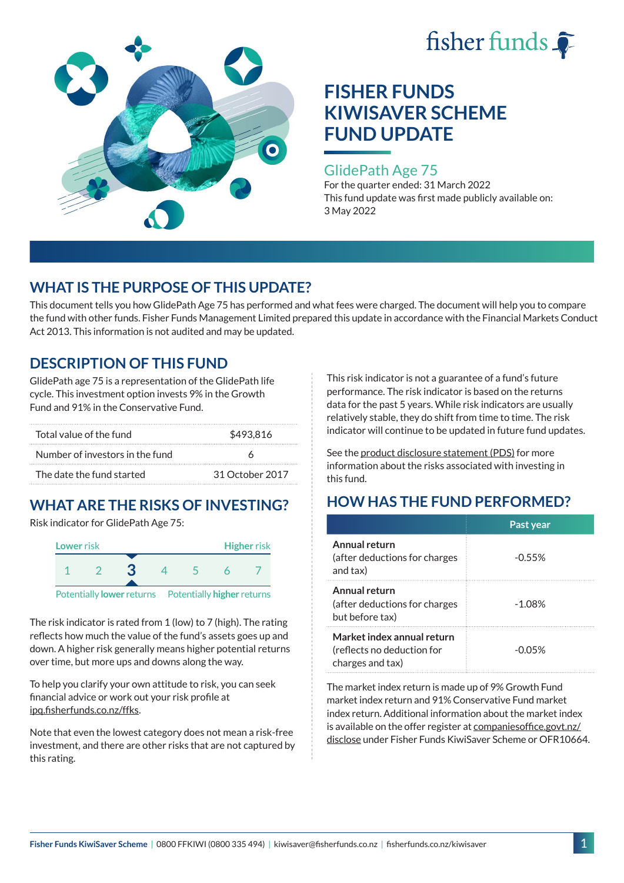fisher funds

# FISHER FUNDS KIWISAVER SCHEME FUND UPDATE

## GlidePath Age 75

For the quarter ended: 31 March 2022

This fund update was first made publicly available on: 3 May 2022

## WHAT IS THE PURPOSE OF THIS UPDATE?

This document tells you how GlidePath Age 75 has performed and what fees were charged. The document will help you to compare the fund with other funds. Fisher Funds Management Limited prepared this update in accordance with the Financial Markets Conduct Act 2013. This information is not audited and may be updated.

## DESCRIPTION OF THIS FUND

GlidePath age 75 is a representation of the GlidePath life cycle. This investment option invests 9% in the Growth Fund and 91% in the Conservative Fund.

| | |
|---|---|
| Total value of the fund | $493,816 |
| Number of investors in the fund | 6 |
| The date the fund started | 31 October 2017 |

## WHAT ARE THE RISKS OF INVESTING?

Risk indicator for GlidePath Age 75:

| Lower risk | | | | | | Higher risk |
|---|---|---|---|---|---|---|
| 1 | 2 | **3** | 4 | 5 | 6 | 7 |
| Potentially **lower** returns | | | | | | Potentially **higher** returns |

The risk indicator is rated from 1 (low) to 7 (high). The rating reflects how much the value of the fund's assets goes up and down. A higher risk generally means higher potential returns over time, but more ups and downs along the way.

To help you clarify your own attitude to risk, you can seek financial advice or work out your risk profile at ipq.fisherfunds.co.nz/ffks.

Note that even the lowest category does not mean a risk-free investment, and there are other risks that are not captured by this rating.

This risk indicator is not a guarantee of a fund's future performance. The risk indicator is based on the returns data for the past 5 years. While risk indicators are usually relatively stable, they do shift from time to time. The risk indicator will continue to be updated in future fund updates.

See the product disclosure statement (PDS) for more information about the risks associated with investing in this fund.

## HOW HAS THE FUND PERFORMED?

| | Past year |
|---|---|
| **Annual return** (after deductions for charges and tax) | -0.55% |
| **Annual return** (after deductions for charges but before tax) | -1.08% |
| **Market index annual return** (reflects no deduction for charges and tax) | -0.05% |

The market index return is made up of 9% Growth Fund market index return and 91% Conservative Fund market index return. Additional information about the market index is available on the offer register at companiesoffice.govt.nz/disclose under Fisher Funds KiwiSaver Scheme or OFR10664.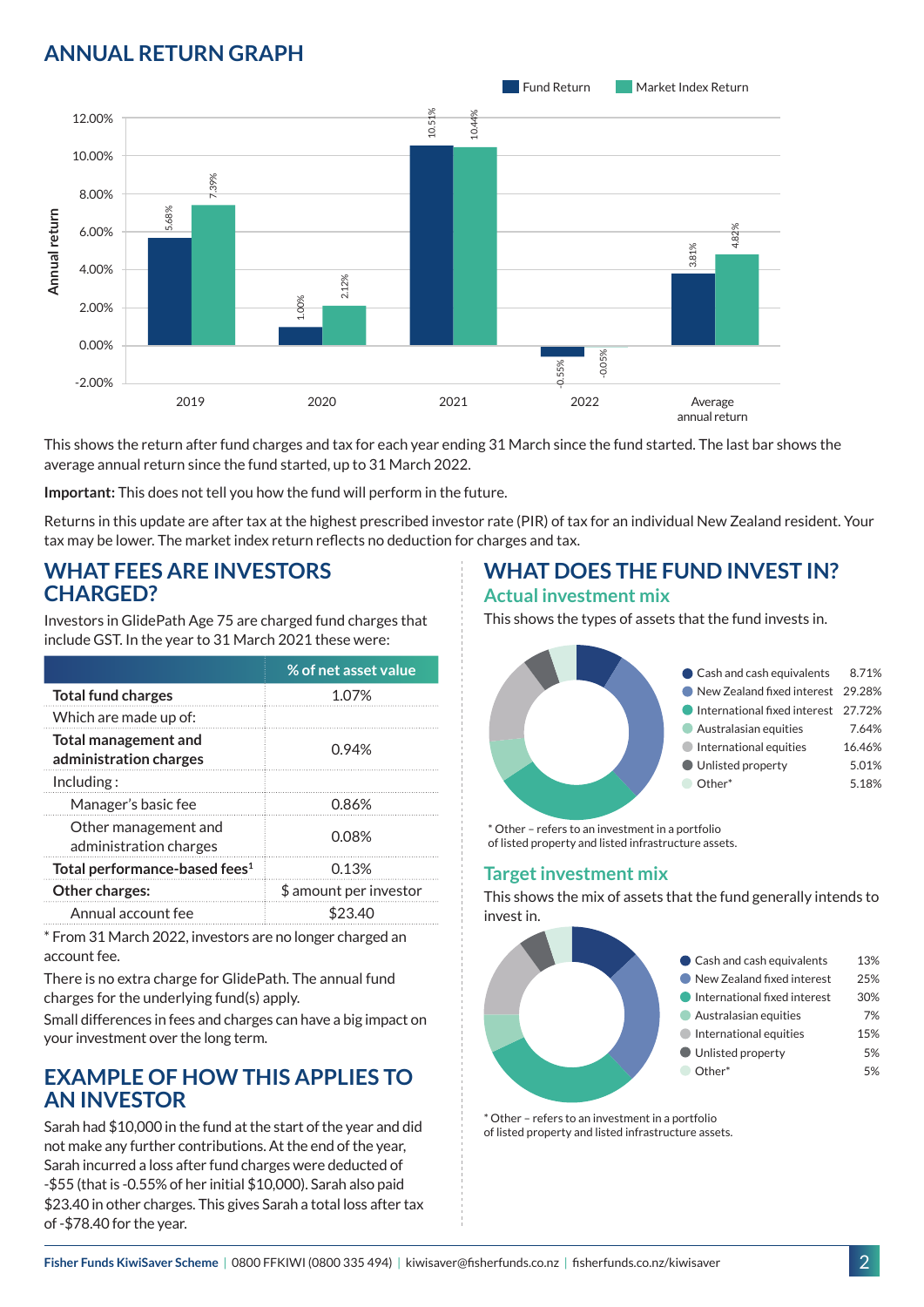## ANNUAL RETURN GRAPH

| | Fund Return | Market Index Return |
|---|---|---|
| 2019 | 5.68% | 7.39% |
| 2020 | 1.00% | 2.12% |
| 2021 | 10.51% | 10.44% |
| 2022 | -0.55% | -0.05% |
| Average annual return | 3.81% | 4.82% |

This shows the return after fund charges and tax for each year ending 31 March since the fund started. The last bar shows the average annual return since the fund started, up to 31 March 2022.

**Important:** This does not tell you how the fund will perform in the future.

Returns in this update are after tax at the highest prescribed investor rate (PIR) of tax for an individual New Zealand resident. Your tax may be lower. The market index return reflects no deduction for charges and tax.

## WHAT FEES ARE INVESTORS CHARGED?

Investors in GlidePath Age 75 are charged fund charges that include GST. In the year to 31 March 2021 these were:

| | % of net asset value |
|---|---|
| **Total fund charges** | 1.07% |
| Which are made up of: | |
| **Total management and administration charges** | 0.94% |
| Including : | |
| Manager's basic fee | 0.86% |
| Other management and administration charges | 0.08% |
| **Total performance-based fees**[1] | 0.13% |
| **Other charges:** | $ amount per investor |
| Annual account fee | $23.40 |

* From 31 March 2022, investors are no longer charged an account fee.

There is no extra charge for GlidePath. The annual fund charges for the underlying fund(s) apply.

Small differences in fees and charges can have a big impact on your investment over the long term.

## EXAMPLE OF HOW THIS APPLIES TO AN INVESTOR

Sarah had $10,000 in the fund at the start of the year and did not make any further contributions. At the end of the year, Sarah incurred a loss after fund charges were deducted of -$55 (that is -0.55% of her initial $10,000). Sarah also paid $23.40 in other charges. This gives Sarah a total loss after tax of -$78.40 for the year.

## WHAT DOES THE FUND INVEST IN?

### Actual investment mix

This shows the types of assets that the fund invests in.

| Asset | % |
|---|---|
| Cash and cash equivalents | 8.71% |
| New Zealand fixed interest | 29.28% |
| International fixed interest | 27.72% |
| Australasian equities | 7.64% |
| International equities | 16.46% |
| Unlisted property | 5.01% |
| Other* | 5.18% |

* Other – refers to an investment in a portfolio of listed property and listed infrastructure assets.

### Target investment mix

This shows the mix of assets that the fund generally intends to invest in.

| Asset | % |
|---|---|
| Cash and cash equivalents | 13% |
| New Zealand fixed interest | 25% |
| International fixed interest | 30% |
| Australasian equities | 7% |
| International equities | 15% |
| Unlisted property | 5% |
| Other* | 5% |

* Other – refers to an investment in a portfolio of listed property and listed infrastructure assets.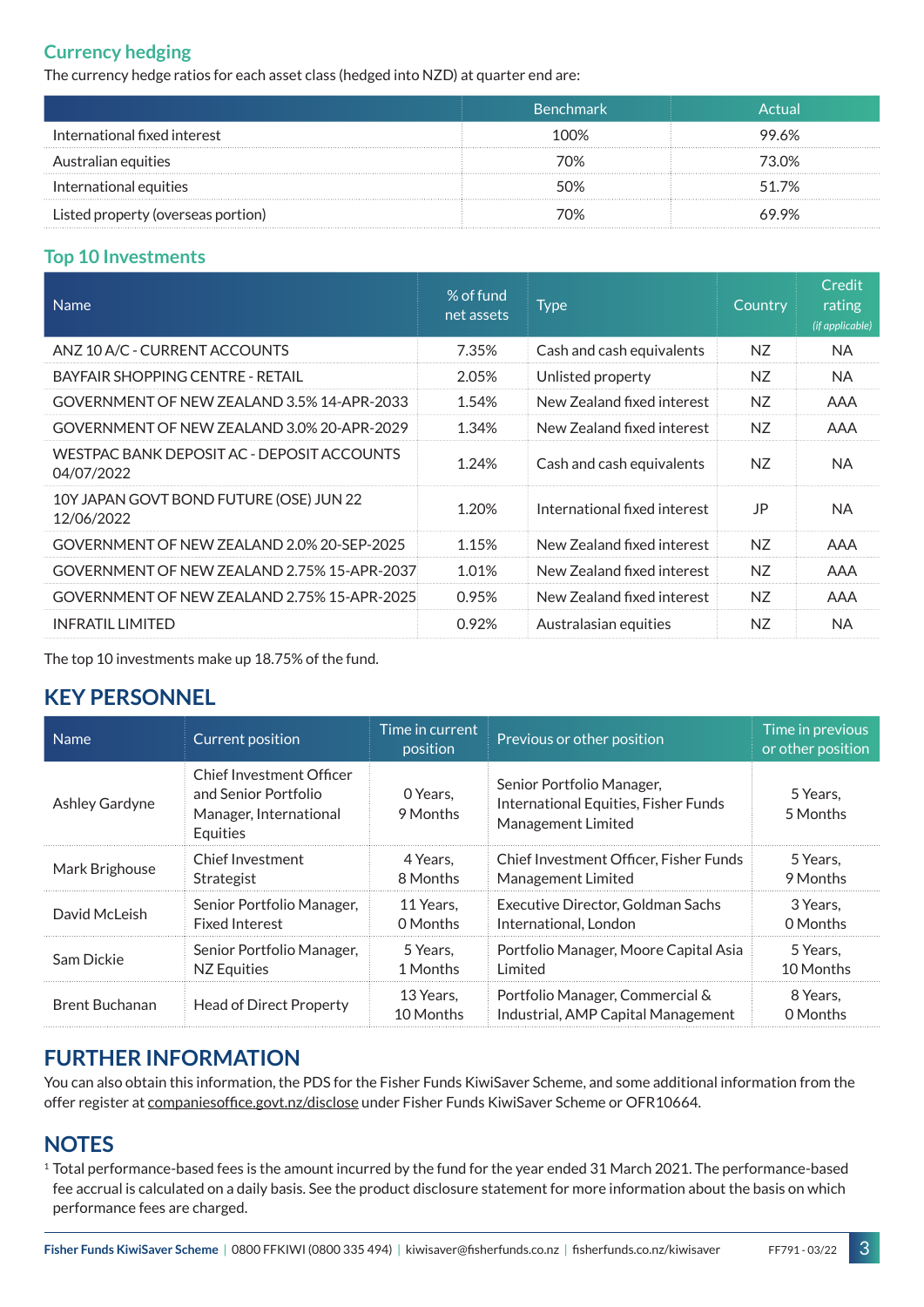## Currency hedging

The currency hedge ratios for each asset class (hedged into NZD) at quarter end are:

| | Benchmark | Actual |
|---|---|---|
| International fixed interest | 100% | 99.6% |
| Australian equities | 70% | 73.0% |
| International equities | 50% | 51.7% |
| Listed property (overseas portion) | 70% | 69.9% |

## Top 10 Investments

| Name | % of fund net assets | Type | Country | Credit rating *(if applicable)* |
|---|---|---|---|---|
| ANZ 10 A/C - CURRENT ACCOUNTS | 7.35% | Cash and cash equivalents | NZ | NA |
| BAYFAIR SHOPPING CENTRE - RETAIL | 2.05% | Unlisted property | NZ | NA |
| GOVERNMENT OF NEW ZEALAND 3.5% 14-APR-2033 | 1.54% | New Zealand fixed interest | NZ | AAA |
| GOVERNMENT OF NEW ZEALAND 3.0% 20-APR-2029 | 1.34% | New Zealand fixed interest | NZ | AAA |
| WESTPAC BANK DEPOSIT AC - DEPOSIT ACCOUNTS 04/07/2022 | 1.24% | Cash and cash equivalents | NZ | NA |
| 10Y JAPAN GOVT BOND FUTURE (OSE) JUN 22 12/06/2022 | 1.20% | International fixed interest | JP | NA |
| GOVERNMENT OF NEW ZEALAND 2.0% 20-SEP-2025 | 1.15% | New Zealand fixed interest | NZ | AAA |
| GOVERNMENT OF NEW ZEALAND 2.75% 15-APR-2037 | 1.01% | New Zealand fixed interest | NZ | AAA |
| GOVERNMENT OF NEW ZEALAND 2.75% 15-APR-2025 | 0.95% | New Zealand fixed interest | NZ | AAA |
| INFRATIL LIMITED | 0.92% | Australasian equities | NZ | NA |

The top 10 investments make up 18.75% of the fund.

## KEY PERSONNEL

| Name | Current position | Time in current position | Previous or other position | Time in previous or other position |
|---|---|---|---|---|
| Ashley Gardyne | Chief Investment Officer and Senior Portfolio Manager, International Equities | 0 Years, 9 Months | Senior Portfolio Manager, International Equities, Fisher Funds Management Limited | 5 Years, 5 Months |
| Mark Brighouse | Chief Investment Strategist | 4 Years, 8 Months | Chief Investment Officer, Fisher Funds Management Limited | 5 Years, 9 Months |
| David McLeish | Senior Portfolio Manager, Fixed Interest | 11 Years, 0 Months | Executive Director, Goldman Sachs International, London | 3 Years, 0 Months |
| Sam Dickie | Senior Portfolio Manager, NZ Equities | 5 Years, 1 Months | Portfolio Manager, Moore Capital Asia Limited | 5 Years, 10 Months |
| Brent Buchanan | Head of Direct Property | 13 Years, 10 Months | Portfolio Manager, Commercial & Industrial, AMP Capital Management | 8 Years, 0 Months |

## FURTHER INFORMATION

You can also obtain this information, the PDS for the Fisher Funds KiwiSaver Scheme, and some additional information from the offer register at companiesoffice.govt.nz/disclose under Fisher Funds KiwiSaver Scheme or OFR10664.

## NOTES

[1] Total performance-based fees is the amount incurred by the fund for the year ended 31 March 2021. The performance-based fee accrual is calculated on a daily basis. See the product disclosure statement for more information about the basis on which performance fees are charged.

**Fisher Funds KiwiSaver Scheme** | 0800 FFKIWI (0800 335 494) | kiwisaver@fisherfunds.co.nz | fisherfunds.co.nz/kiwisaver FF791 - 03/22